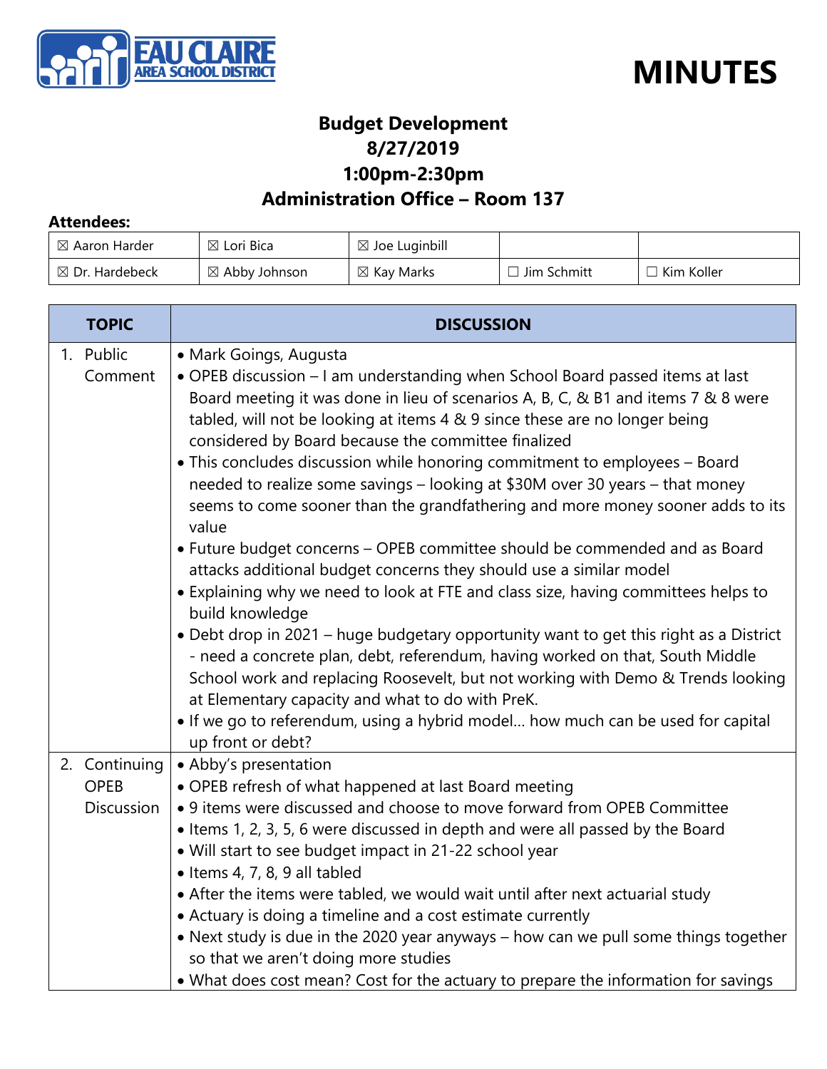EAU CLAIRE AREA SCHOOL DISTRICT

# MINUTES

## Budget Development
## 8/27/2019
## 1:00pm-2:30pm
## Administration Office – Room 137

**Attendees:**

| | | | | |
|---|---|---|---|---|
| ☒ Aaron Harder | ☒ Lori Bica | ☒ Joe Luginbill | | |
| ☒ Dr. Hardebeck | ☒ Abby Johnson | ☒ Kay Marks | ☐ Jim Schmitt | ☐ Kim Koller |

| TOPIC | DISCUSSION |
|---|---|
| 1. Public Comment | • Mark Goings, Augusta<br>• OPEB discussion – I am understanding when School Board passed items at last Board meeting it was done in lieu of scenarios A, B, C, & B1 and items 7 & 8 were tabled, will not be looking at items 4 & 9 since these are no longer being considered by Board because the committee finalized<br>• This concludes discussion while honoring commitment to employees – Board needed to realize some savings – looking at $30M over 30 years – that money seems to come sooner than the grandfathering and more money sooner adds to its value<br>• Future budget concerns – OPEB committee should be commended and as Board attacks additional budget concerns they should use a similar model<br>• Explaining why we need to look at FTE and class size, having committees helps to build knowledge<br>• Debt drop in 2021 – huge budgetary opportunity want to get this right as a District - need a concrete plan, debt, referendum, having worked on that, South Middle School work and replacing Roosevelt, but not working with Demo & Trends looking at Elementary capacity and what to do with PreK.<br>• If we go to referendum, using a hybrid model… how much can be used for capital up front or debt? |
| 2. Continuing OPEB Discussion | • Abby's presentation<br>• OPEB refresh of what happened at last Board meeting<br>• 9 items were discussed and choose to move forward from OPEB Committee<br>• Items 1, 2, 3, 5, 6 were discussed in depth and were all passed by the Board<br>• Will start to see budget impact in 21-22 school year<br>• Items 4, 7, 8, 9 all tabled<br>• After the items were tabled, we would wait until after next actuarial study<br>• Actuary is doing a timeline and a cost estimate currently<br>• Next study is due in the 2020 year anyways – how can we pull some things together so that we aren't doing more studies<br>• What does cost mean? Cost for the actuary to prepare the information for savings |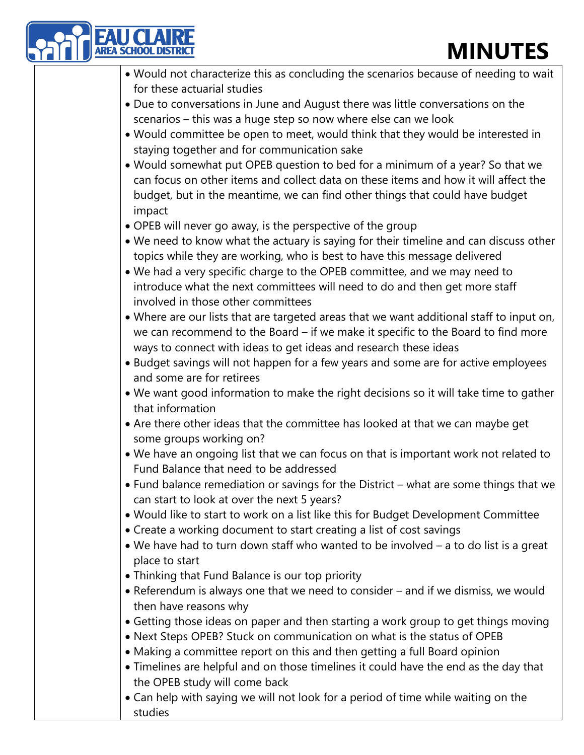- Would not characterize this as concluding the scenarios because of needing to wait for these actuarial studies
- Due to conversations in June and August there was little conversations on the scenarios – this was a huge step so now where else can we look
- Would committee be open to meet, would think that they would be interested in staying together and for communication sake
- Would somewhat put OPEB question to bed for a minimum of a year? So that we can focus on other items and collect data on these items and how it will affect the budget, but in the meantime, we can find other things that could have budget impact
- OPEB will never go away, is the perspective of the group
- We need to know what the actuary is saying for their timeline and can discuss other topics while they are working, who is best to have this message delivered
- We had a very specific charge to the OPEB committee, and we may need to introduce what the next committees will need to do and then get more staff involved in those other committees
- Where are our lists that are targeted areas that we want additional staff to input on, we can recommend to the Board – if we make it specific to the Board to find more ways to connect with ideas to get ideas and research these ideas
- Budget savings will not happen for a few years and some are for active employees and some are for retirees
- We want good information to make the right decisions so it will take time to gather that information
- Are there other ideas that the committee has looked at that we can maybe get some groups working on?
- We have an ongoing list that we can focus on that is important work not related to Fund Balance that need to be addressed
- Fund balance remediation or savings for the District – what are some things that we can start to look at over the next 5 years?
- Would like to start to work on a list like this for Budget Development Committee
- Create a working document to start creating a list of cost savings
- We have had to turn down staff who wanted to be involved – a to do list is a great place to start
- Thinking that Fund Balance is our top priority
- Referendum is always one that we need to consider – and if we dismiss, we would then have reasons why
- Getting those ideas on paper and then starting a work group to get things moving
- Next Steps OPEB? Stuck on communication on what is the status of OPEB
- Making a committee report on this and then getting a full Board opinion
- Timelines are helpful and on those timelines it could have the end as the day that the OPEB study will come back
- Can help with saying we will not look for a period of time while waiting on the studies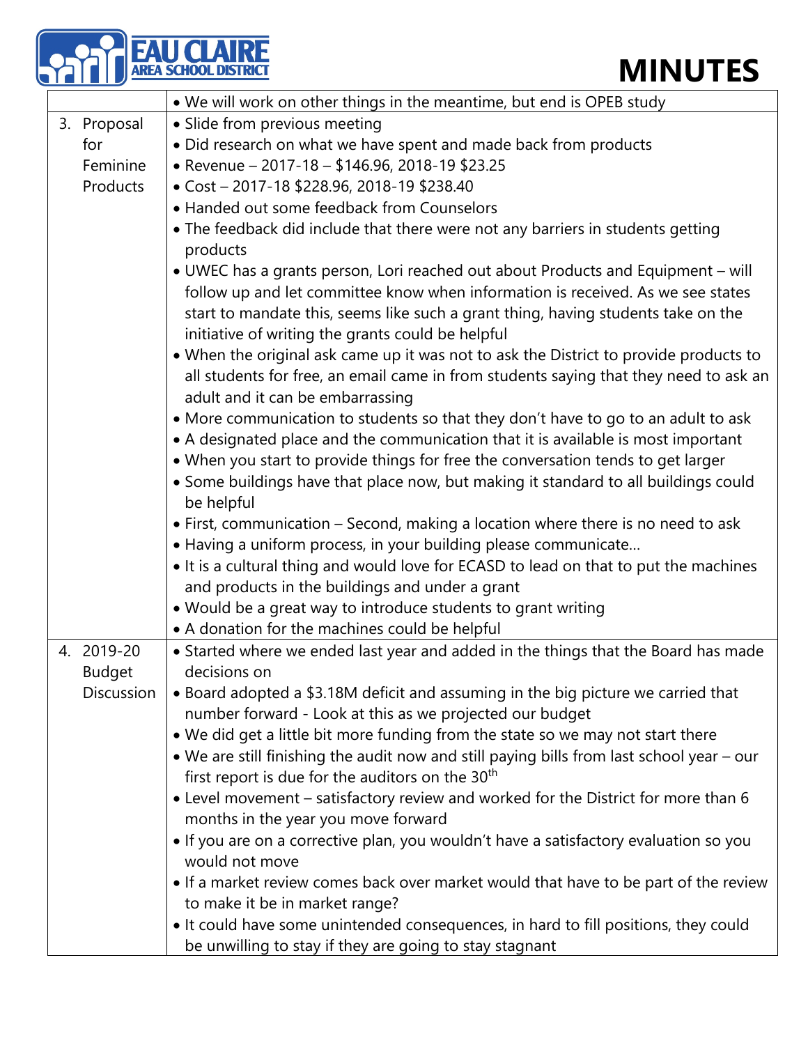# MINUTES

| | |
|---|---|
| | • We will work on other things in the meantime, but end is OPEB study |
| 3. Proposal for Feminine Products | • Slide from previous meeting<br>• Did research on what we have spent and made back from products<br>• Revenue – 2017-18 – \$146.96, 2018-19 \$23.25<br>• Cost – 2017-18 \$228.96, 2018-19 \$238.40<br>• Handed out some feedback from Counselors<br>• The feedback did include that there were not any barriers in students getting products<br>• UWEC has a grants person, Lori reached out about Products and Equipment – will follow up and let committee know when information is received. As we see states start to mandate this, seems like such a grant thing, having students take on the initiative of writing the grants could be helpful<br>• When the original ask came up it was not to ask the District to provide products to all students for free, an email came in from students saying that they need to ask an adult and it can be embarrassing<br>• More communication to students so that they don't have to go to an adult to ask<br>• A designated place and the communication that it is available is most important<br>• When you start to provide things for free the conversation tends to get larger<br>• Some buildings have that place now, but making it standard to all buildings could be helpful<br>• First, communication – Second, making a location where there is no need to ask<br>• Having a uniform process, in your building please communicate…<br>• It is a cultural thing and would love for ECASD to lead on that to put the machines and products in the buildings and under a grant<br>• Would be a great way to introduce students to grant writing<br>• A donation for the machines could be helpful |
| 4. 2019-20 Budget Discussion | • Started where we ended last year and added in the things that the Board has made decisions on<br>• Board adopted a \$3.18M deficit and assuming in the big picture we carried that number forward - Look at this as we projected our budget<br>• We did get a little bit more funding from the state so we may not start there<br>• We are still finishing the audit now and still paying bills from last school year – our first report is due for the auditors on the 30th<br>• Level movement – satisfactory review and worked for the District for more than 6 months in the year you move forward<br>• If you are on a corrective plan, you wouldn't have a satisfactory evaluation so you would not move<br>• If a market review comes back over market would that have to be part of the review to make it be in market range?<br>• It could have some unintended consequences, in hard to fill positions, they could be unwilling to stay if they are going to stay stagnant |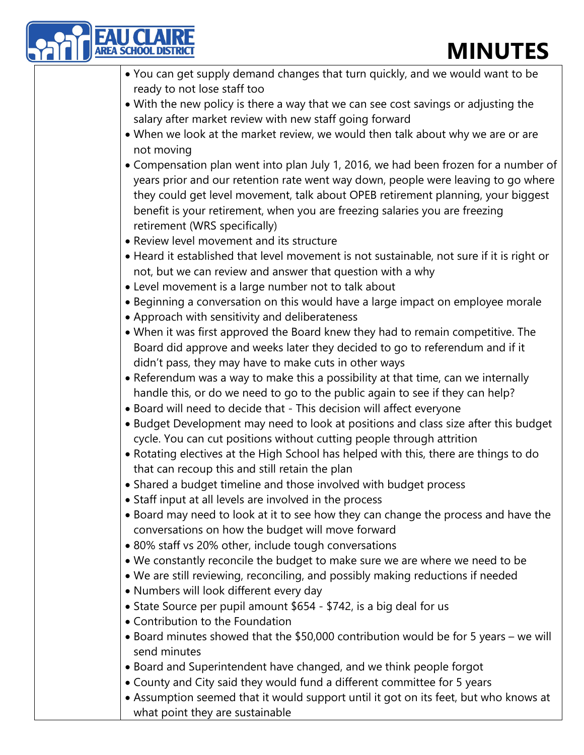- You can get supply demand changes that turn quickly, and we would want to be ready to not lose staff too
- With the new policy is there a way that we can see cost savings or adjusting the salary after market review with new staff going forward
- When we look at the market review, we would then talk about why we are or are not moving
- Compensation plan went into plan July 1, 2016, we had been frozen for a number of years prior and our retention rate went way down, people were leaving to go where they could get level movement, talk about OPEB retirement planning, your biggest benefit is your retirement, when you are freezing salaries you are freezing retirement (WRS specifically)
- Review level movement and its structure
- Heard it established that level movement is not sustainable, not sure if it is right or not, but we can review and answer that question with a why
- Level movement is a large number not to talk about
- Beginning a conversation on this would have a large impact on employee morale
- Approach with sensitivity and deliberateness
- When it was first approved the Board knew they had to remain competitive. The Board did approve and weeks later they decided to go to referendum and if it didn't pass, they may have to make cuts in other ways
- Referendum was a way to make this a possibility at that time, can we internally handle this, or do we need to go to the public again to see if they can help?
- Board will need to decide that - This decision will affect everyone
- Budget Development may need to look at positions and class size after this budget cycle. You can cut positions without cutting people through attrition
- Rotating electives at the High School has helped with this, there are things to do that can recoup this and still retain the plan
- Shared a budget timeline and those involved with budget process
- Staff input at all levels are involved in the process
- Board may need to look at it to see how they can change the process and have the conversations on how the budget will move forward
- 80% staff vs 20% other, include tough conversations
- We constantly reconcile the budget to make sure we are where we need to be
- We are still reviewing, reconciling, and possibly making reductions if needed
- Numbers will look different every day
- State Source per pupil amount $654 - $742, is a big deal for us
- Contribution to the Foundation
- Board minutes showed that the $50,000 contribution would be for 5 years – we will send minutes
- Board and Superintendent have changed, and we think people forgot
- County and City said they would fund a different committee for 5 years
- Assumption seemed that it would support until it got on its feet, but who knows at what point they are sustainable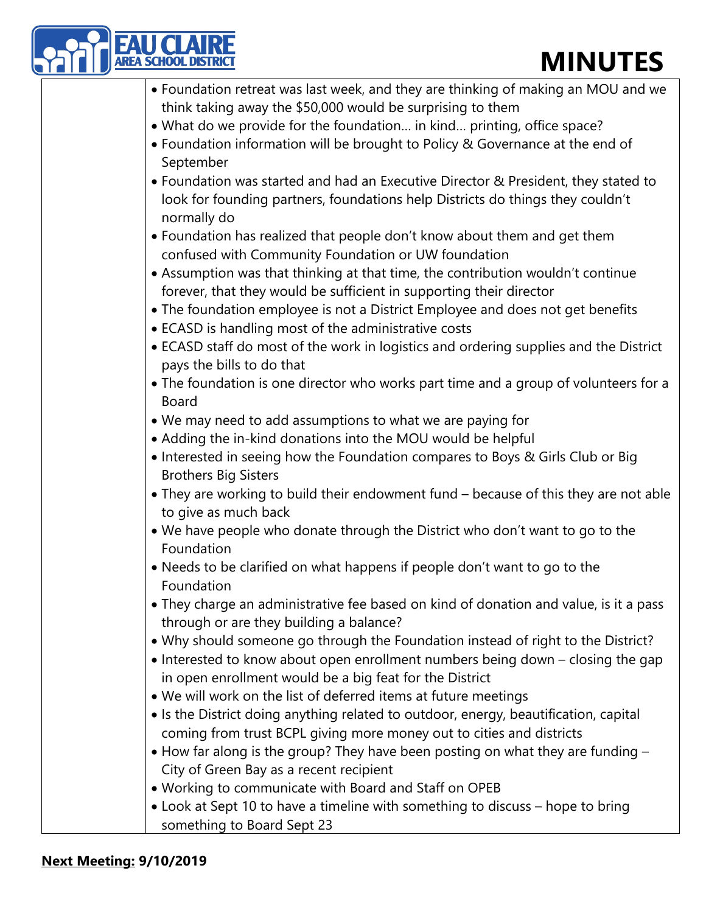# MINUTES

| | |
|---|---|
| | • Foundation retreat was last week, and they are thinking of making an MOU and we think taking away the $50,000 would be surprising to them<br>• What do we provide for the foundation… in kind… printing, office space?<br>• Foundation information will be brought to Policy & Governance at the end of September<br>• Foundation was started and had an Executive Director & President, they stated to look for founding partners, foundations help Districts do things they couldn't normally do<br>• Foundation has realized that people don't know about them and get them confused with Community Foundation or UW foundation<br>• Assumption was that thinking at that time, the contribution wouldn't continue forever, that they would be sufficient in supporting their director<br>• The foundation employee is not a District Employee and does not get benefits<br>• ECASD is handling most of the administrative costs<br>• ECASD staff do most of the work in logistics and ordering supplies and the District pays the bills to do that<br>• The foundation is one director who works part time and a group of volunteers for a Board<br>• We may need to add assumptions to what we are paying for<br>• Adding the in-kind donations into the MOU would be helpful<br>• Interested in seeing how the Foundation compares to Boys & Girls Club or Big Brothers Big Sisters<br>• They are working to build their endowment fund – because of this they are not able to give as much back<br>• We have people who donate through the District who don't want to go to the Foundation<br>• Needs to be clarified on what happens if people don't want to go to the Foundation<br>• They charge an administrative fee based on kind of donation and value, is it a pass through or are they building a balance?<br>• Why should someone go through the Foundation instead of right to the District?<br>• Interested to know about open enrollment numbers being down – closing the gap in open enrollment would be a big feat for the District<br>• We will work on the list of deferred items at future meetings<br>• Is the District doing anything related to outdoor, energy, beautification, capital coming from trust BCPL giving more money out to cities and districts<br>• How far along is the group? They have been posting on what they are funding – City of Green Bay as a recent recipient<br>• Working to communicate with Board and Staff on OPEB<br>• Look at Sept 10 to have a timeline with something to discuss – hope to bring something to Board Sept 23 |

**Next Meeting: 9/10/2019**